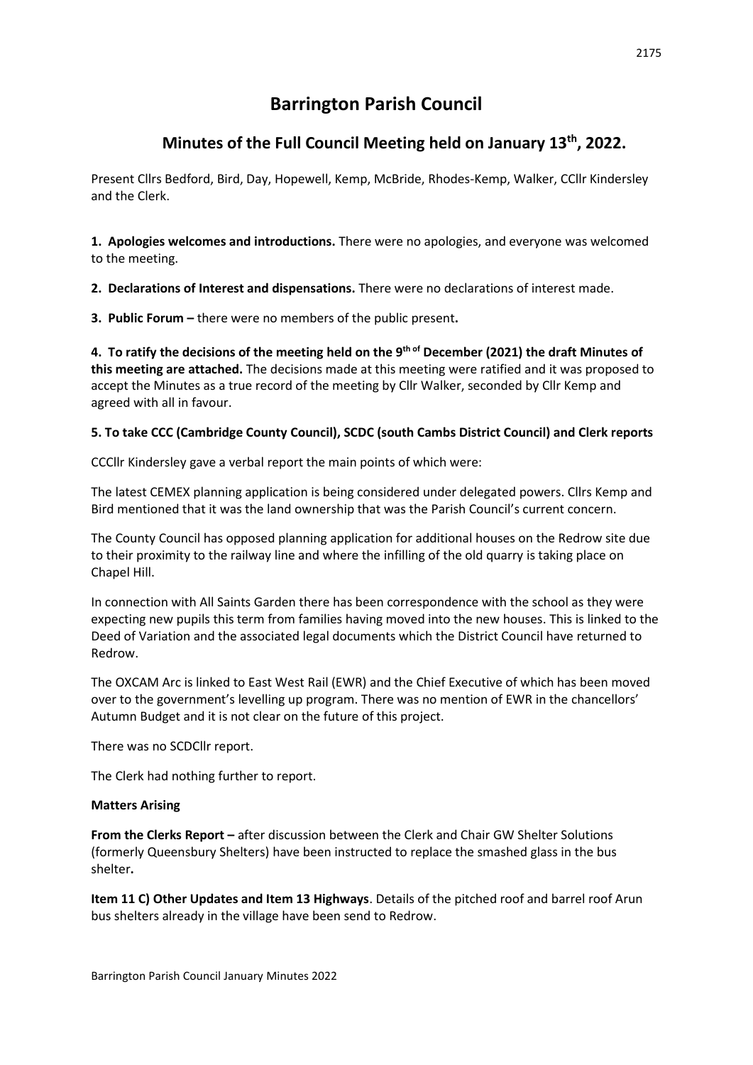# Barrington Parish Council

## Minutes of the Full Council Meeting held on January 13th, 2022.

Present Cllrs Bedford, Bird, Day, Hopewell, Kemp, McBride, Rhodes-Kemp, Walker, CCllr Kindersley and the Clerk.

**1. Apologies welcomes and introductions.** There were no apologies, and everyone was welcomed to the meeting.

**2. Declarations of Interest and dispensations.** There were no declarations of interest made.

**3. Public Forum –** there were no members of the public present**.**

**4. To ratify the decisions of the meeting held on the 9th of December (2021) the draft Minutes of this meeting are attached.** The decisions made at this meeting were ratified and it was proposed to accept the Minutes as a true record of the meeting by Cllr Walker, seconded by Cllr Kemp and agreed with all in favour.

**5. To take CCC (Cambridge County Council), SCDC (south Cambs District Council) and Clerk reports**

CCCllr Kindersley gave a verbal report the main points of which were:

The latest CEMEX planning application is being considered under delegated powers. Cllrs Kemp and Bird mentioned that it was the land ownership that was the Parish Council's current concern.

The County Council has opposed planning application for additional houses on the Redrow site due to their proximity to the railway line and where the infilling of the old quarry is taking place on Chapel Hill.

In connection with All Saints Garden there has been correspondence with the school as they were expecting new pupils this term from families having moved into the new houses. This is linked to the Deed of Variation and the associated legal documents which the District Council have returned to Redrow.

The OXCAM Arc is linked to East West Rail (EWR) and the Chief Executive of which has been moved over to the government's levelling up program. There was no mention of EWR in the chancellors' Autumn Budget and it is not clear on the future of this project.

There was no SCDCllr report.

The Clerk had nothing further to report.

**Matters Arising**

**From the Clerks Report –** after discussion between the Clerk and Chair GW Shelter Solutions (formerly Queensbury Shelters) have been instructed to replace the smashed glass in the bus shelter**.**

**Item 11 C) Other Updates and Item 13 Highways**. Details of the pitched roof and barrel roof Arun bus shelters already in the village have been send to Redrow.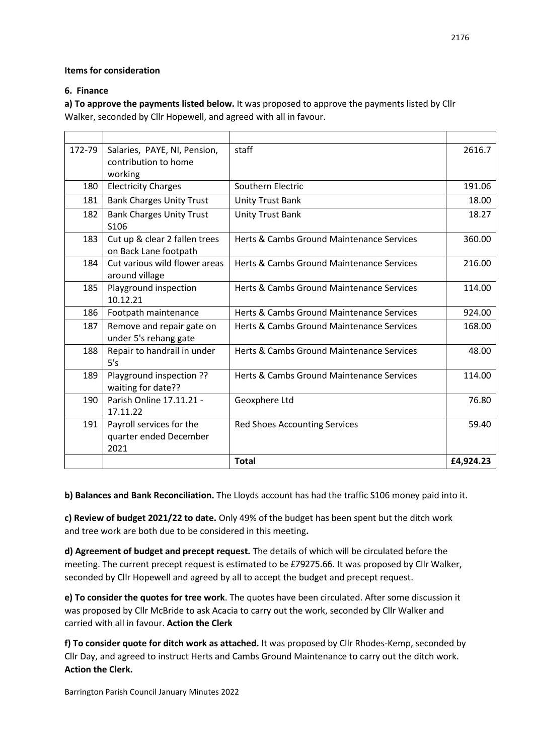**Items for consideration**

**6. Finance**

**a) To approve the payments listed below.** It was proposed to approve the payments listed by Cllr Walker, seconded by Cllr Hopewell, and agreed with all in favour.

| | | | |
|---|---|---|---|
| 172-79 | Salaries, PAYE, NI, Pension, contribution to home working | staff | 2616.7 |
| 180 | Electricity Charges | Southern Electric | 191.06 |
| 181 | Bank Charges Unity Trust | Unity Trust Bank | 18.00 |
| 182 | Bank Charges Unity Trust S106 | Unity Trust Bank | 18.27 |
| 183 | Cut up & clear 2 fallen trees on Back Lane footpath | Herts & Cambs Ground Maintenance Services | 360.00 |
| 184 | Cut various wild flower areas around village | Herts & Cambs Ground Maintenance Services | 216.00 |
| 185 | Playground inspection 10.12.21 | Herts & Cambs Ground Maintenance Services | 114.00 |
| 186 | Footpath maintenance | Herts & Cambs Ground Maintenance Services | 924.00 |
| 187 | Remove and repair gate on under 5's rehang gate | Herts & Cambs Ground Maintenance Services | 168.00 |
| 188 | Repair to handrail in under 5's | Herts & Cambs Ground Maintenance Services | 48.00 |
| 189 | Playground inspection ?? waiting for date?? | Herts & Cambs Ground Maintenance Services | 114.00 |
| 190 | Parish Online 17.11.21 - 17.11.22 | Geoxphere Ltd | 76.80 |
| 191 | Payroll services for the quarter ended December 2021 | Red Shoes Accounting Services | 59.40 |
| | | **Total** | **£4,924.23** |

**b) Balances and Bank Reconciliation.** The Lloyds account has had the traffic S106 money paid into it.

**c) Review of budget 2021/22 to date.** Only 49% of the budget has been spent but the ditch work and tree work are both due to be considered in this meeting**.**

**d) Agreement of budget and precept request.** The details of which will be circulated before the meeting. The current precept request is estimated to be £79275.66. It was proposed by Cllr Walker, seconded by Cllr Hopewell and agreed by all to accept the budget and precept request.

**e) To consider the quotes for tree work**. The quotes have been circulated. After some discussion it was proposed by Cllr McBride to ask Acacia to carry out the work, seconded by Cllr Walker and carried with all in favour. **Action the Clerk**

**f) To consider quote for ditch work as attached.** It was proposed by Cllr Rhodes-Kemp, seconded by Cllr Day, and agreed to instruct Herts and Cambs Ground Maintenance to carry out the ditch work. **Action the Clerk.**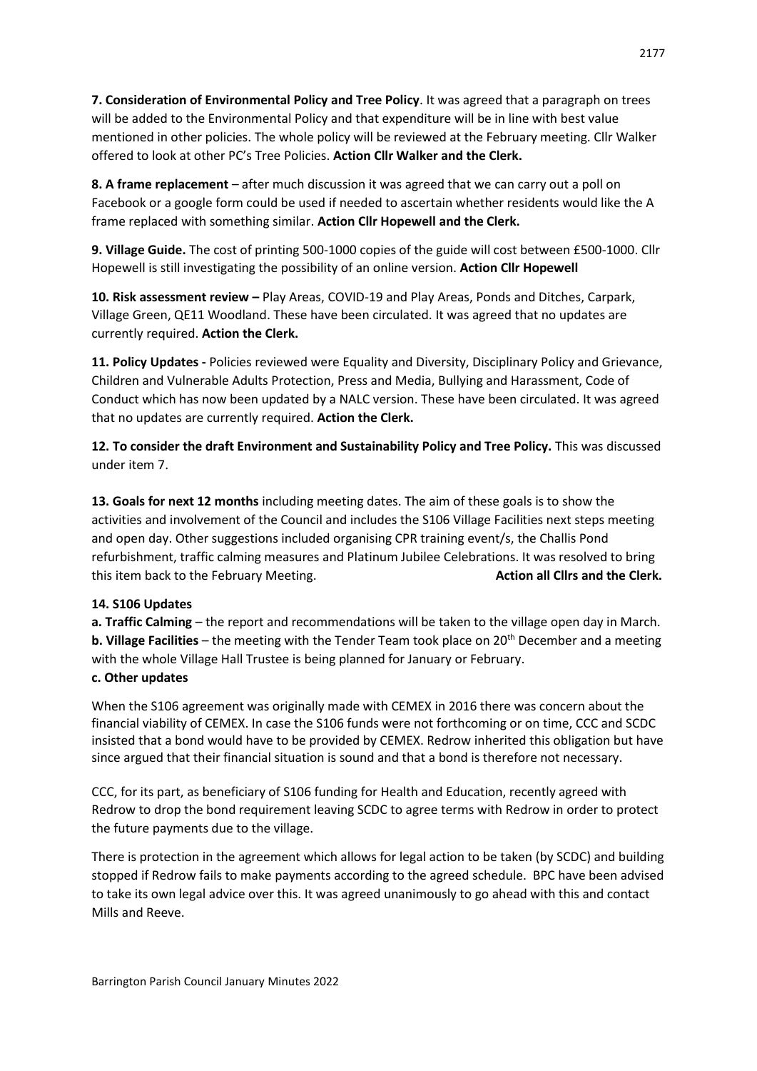**7. Consideration of Environmental Policy and Tree Policy**. It was agreed that a paragraph on trees will be added to the Environmental Policy and that expenditure will be in line with best value mentioned in other policies. The whole policy will be reviewed at the February meeting. Cllr Walker offered to look at other PC's Tree Policies. **Action Cllr Walker and the Clerk.**

**8. A frame replacement** – after much discussion it was agreed that we can carry out a poll on Facebook or a google form could be used if needed to ascertain whether residents would like the A frame replaced with something similar. **Action Cllr Hopewell and the Clerk.**

**9. Village Guide.** The cost of printing 500-1000 copies of the guide will cost between £500-1000. Cllr Hopewell is still investigating the possibility of an online version. **Action Cllr Hopewell**

**10. Risk assessment review –** Play Areas, COVID-19 and Play Areas, Ponds and Ditches, Carpark, Village Green, QE11 Woodland. These have been circulated. It was agreed that no updates are currently required. **Action the Clerk.**

**11. Policy Updates -** Policies reviewed were Equality and Diversity, Disciplinary Policy and Grievance, Children and Vulnerable Adults Protection, Press and Media, Bullying and Harassment, Code of Conduct which has now been updated by a NALC version. These have been circulated. It was agreed that no updates are currently required. **Action the Clerk.**

**12. To consider the draft Environment and Sustainability Policy and Tree Policy.** This was discussed under item 7.

**13. Goals for next 12 months** including meeting dates. The aim of these goals is to show the activities and involvement of the Council and includes the S106 Village Facilities next steps meeting and open day. Other suggestions included organising CPR training event/s, the Challis Pond refurbishment, traffic calming measures and Platinum Jubilee Celebrations. It was resolved to bring this item back to the February Meeting. **Action all Cllrs and the Clerk.**

**14. S106 Updates**

**a. Traffic Calming** – the report and recommendations will be taken to the village open day in March.
**b. Village Facilities** – the meeting with the Tender Team took place on 20th December and a meeting with the whole Village Hall Trustee is being planned for January or February.
**c. Other updates**

When the S106 agreement was originally made with CEMEX in 2016 there was concern about the financial viability of CEMEX. In case the S106 funds were not forthcoming or on time, CCC and SCDC insisted that a bond would have to be provided by CEMEX. Redrow inherited this obligation but have since argued that their financial situation is sound and that a bond is therefore not necessary.

CCC, for its part, as beneficiary of S106 funding for Health and Education, recently agreed with Redrow to drop the bond requirement leaving SCDC to agree terms with Redrow in order to protect the future payments due to the village.

There is protection in the agreement which allows for legal action to be taken (by SCDC) and building stopped if Redrow fails to make payments according to the agreed schedule. BPC have been advised to take its own legal advice over this. It was agreed unanimously to go ahead with this and contact Mills and Reeve.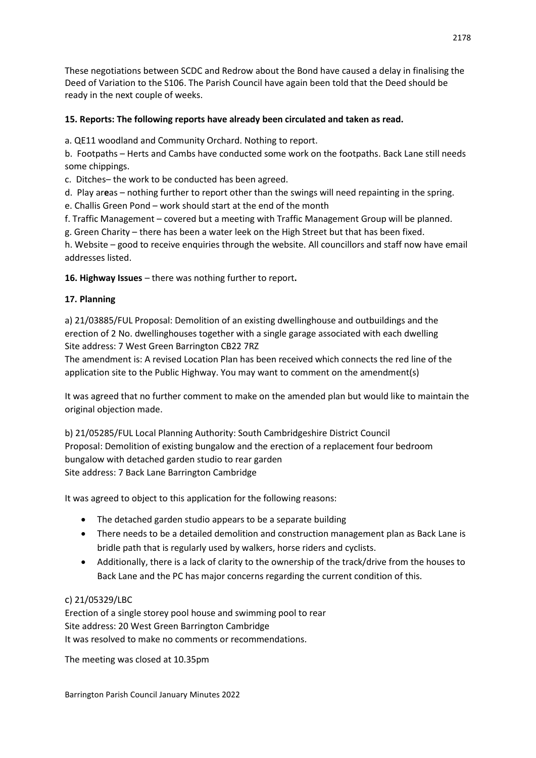These negotiations between SCDC and Redrow about the Bond have caused a delay in finalising the Deed of Variation to the S106. The Parish Council have again been told that the Deed should be ready in the next couple of weeks.

**15. Reports: The following reports have already been circulated and taken as read.**

a. QE11 woodland and Community Orchard. Nothing to report.

b. Footpaths – Herts and Cambs have conducted some work on the footpaths. Back Lane still needs some chippings.

c. Ditches– the work to be conducted has been agreed.

d. Play areas – nothing further to report other than the swings will need repainting in the spring.

e. Challis Green Pond – work should start at the end of the month

f. Traffic Management – covered but a meeting with Traffic Management Group will be planned.

g. Green Charity – there has been a water leek on the High Street but that has been fixed.

h. Website – good to receive enquiries through the website. All councillors and staff now have email addresses listed.

**16. Highway Issues** – there was nothing further to report**.**

**17. Planning**

a) 21/03885/FUL Proposal: Demolition of an existing dwellinghouse and outbuildings and the erection of 2 No. dwellinghouses together with a single garage associated with each dwelling
Site address: 7 West Green Barrington CB22 7RZ
The amendment is: A revised Location Plan has been received which connects the red line of the application site to the Public Highway. You may want to comment on the amendment(s)

It was agreed that no further comment to make on the amended plan but would like to maintain the original objection made.

b) 21/05285/FUL Local Planning Authority: South Cambridgeshire District Council
Proposal: Demolition of existing bungalow and the erection of a replacement four bedroom bungalow with detached garden studio to rear garden
Site address: 7 Back Lane Barrington Cambridge

It was agreed to object to this application for the following reasons:

- The detached garden studio appears to be a separate building
- There needs to be a detailed demolition and construction management plan as Back Lane is bridle path that is regularly used by walkers, horse riders and cyclists.
- Additionally, there is a lack of clarity to the ownership of the track/drive from the houses to Back Lane and the PC has major concerns regarding the current condition of this.

c) 21/05329/LBC
Erection of a single storey pool house and swimming pool to rear
Site address: 20 West Green Barrington Cambridge
It was resolved to make no comments or recommendations.

The meeting was closed at 10.35pm